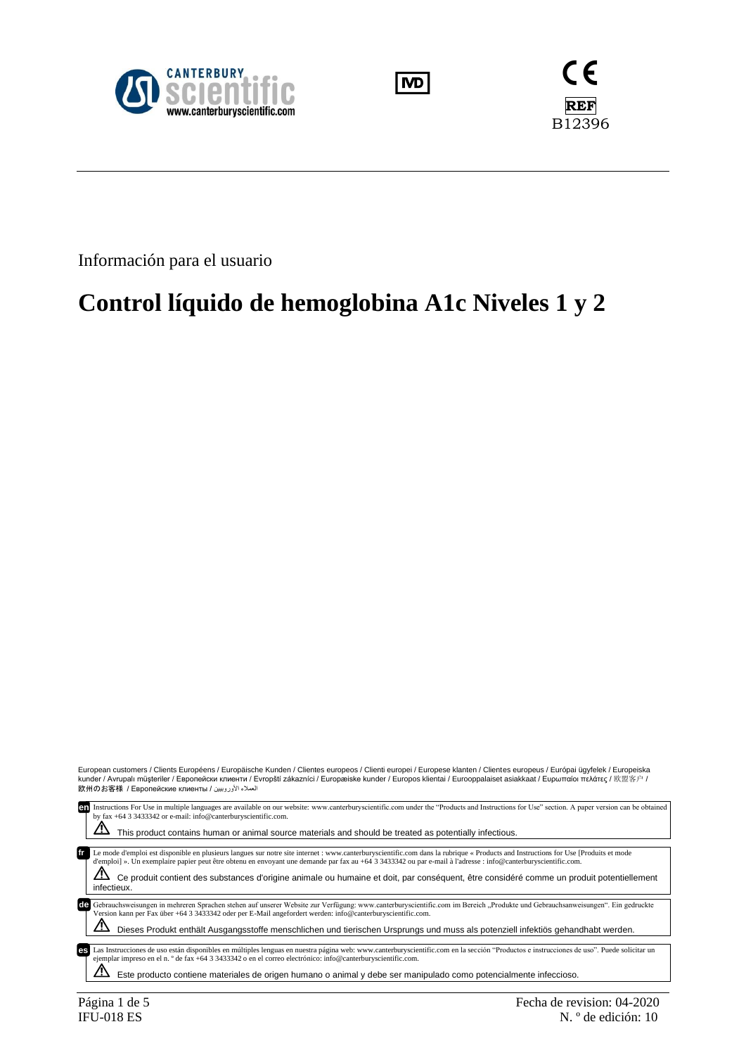CANTERBURY scientific
www.canterburyscientific.com

IVD

CE

REF
B12396

Información para el usuario

# Control líquido de hemoglobina A1c Niveles 1 y 2

European customers / Clients Européens / Europäische Kunden / Clientes europeos / Clienti europei / Europese klanten / Clientes europeus / Európai ügyfelek / Europeiska kunder / Avrupalı müşteriler / Европейски клиенти / Evropští zákazníci / Europæiske kunder / Europos klientai / Eurooppalaiset asiakkaat / Ευρωπαίοι πελάτες / 欧盟客户 / 欧州のお客様 / Европейские клиенты / العملاء الأوروبيين

**en** Instructions For Use in multiple languages are available on our website: www.canterburyscientific.com under the "Products and Instructions for Use" section. A paper version can be obtained by fax +64 3 3433342 or e-mail: info@canterburyscientific.com.

⚠ This product contains human or animal source materials and should be treated as potentially infectious.

**fr** Le mode d'emploi est disponible en plusieurs langues sur notre site internet : www.canterburyscientific.com dans la rubrique « Products and Instructions for Use [Produits et mode d'emploi] ». Un exemplaire papier peut être obtenu en envoyant une demande par fax au +64 3 3433342 ou par e-mail à l'adresse : info@canterburyscientific.com.

⚠ Ce produit contient des substances d'origine animale ou humaine et doit, par conséquent, être considéré comme un produit potentiellement infectieux.

**de** Gebrauchsweisungen in mehreren Sprachen stehen auf unserer Website zur Verfügung: www.canterburyscientific.com im Bereich „Produkte und Gebrauchsanweisungen". Ein gedruckte Version kann per Fax über +64 3 3433342 oder per E-Mail angefordert werden: info@canterburyscientific.com.

⚠ Dieses Produkt enthält Ausgangsstoffe menschlichen und tierischen Ursprungs und muss als potenziell infektiös gehandhabt werden.

**es** Las Instrucciones de uso están disponibles en múltiples lenguas en nuestra página web: www.canterburyscientific.com en la sección "Productos e instrucciones de uso". Puede solicitar un ejemplar impreso en el n. º de fax +64 3 3433342 o en el correo electrónico: info@canterburyscientific.com.

⚠ Este producto contiene materiales de origen humano o animal y debe ser manipulado como potencialmente infeccioso.

IFU-018 ES

Fecha de revision: 04-2020
N. º de edición: 10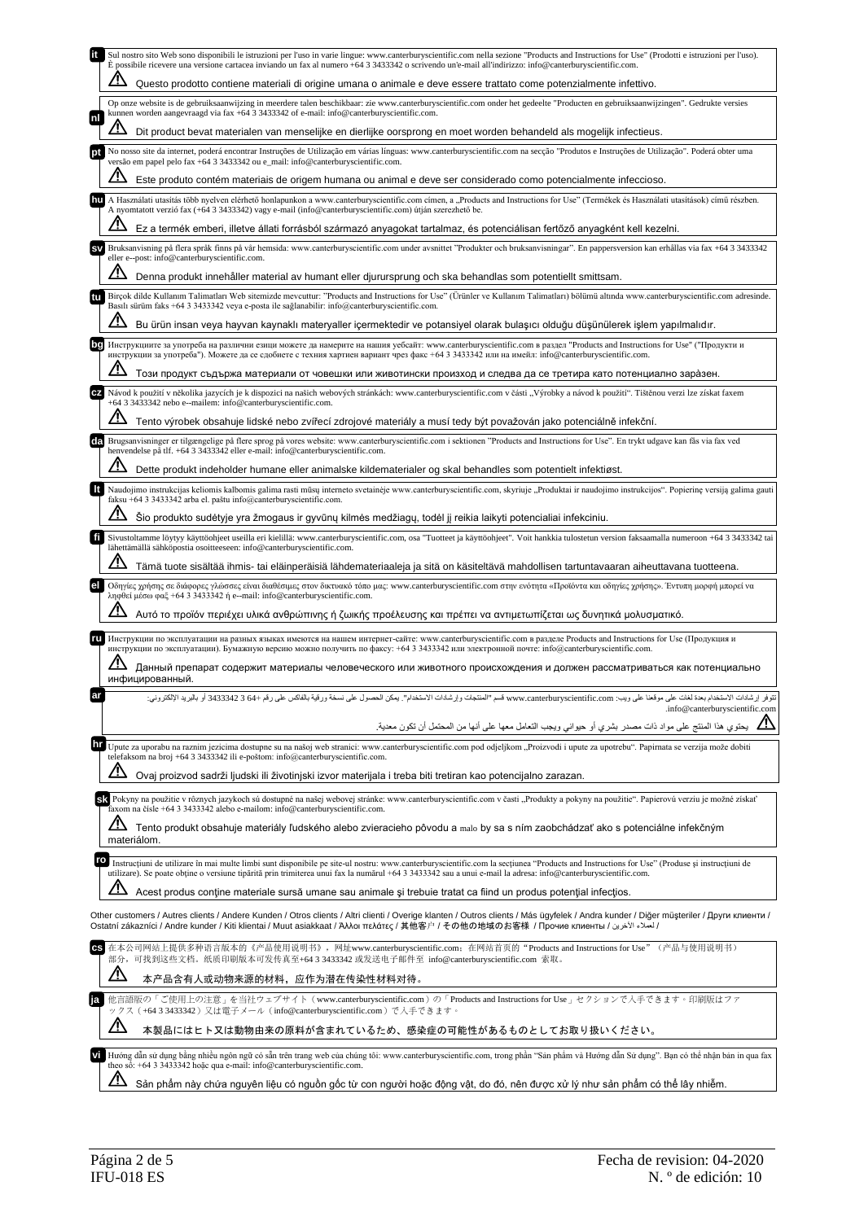**it** Sul nostro sito Web sono disponibili le istruzioni per l'uso in varie lingue: www.canterburyscientific.com nella sezione "Products and Instructions for Use" (Prodotti e istruzioni per l'uso). È possibile ricevere una versione cartacea inviando un fax al numero +64 3 3433342 o scrivendo un'e-mail all'indirizzo: info@canterburyscientific.com.

⚠ Questo prodotto contiene materiali di origine umana o animale e deve essere trattato come potenzialmente infettivo.

**nl** Op onze website is de gebruiksaanwijzing in meerdere talen beschikbaar: zie www.canterburyscientific.com onder het gedeelte "Producten en gebruiksaanwijzingen". Gedrukte versies kunnen worden aangevraagd via fax +64 3 3433342 of e-mail: info@canterburyscientific.com.

⚠ Dit product bevat materialen van menselijke en dierlijke oorsprong en moet worden behandeld als mogelijk infectieus.

**pt** No nosso site da internet, poderá encontrar Instruções de Utilização em várias línguas: www.canterburyscientific.com na secção "Produtos e Instruções de Utilização". Poderá obter uma versão em papel pelo fax +64 3 3433342 ou e_mail: info@canterburyscientific.com.

⚠ Este produto contém materiais de origem humana ou animal e deve ser considerado como potencialmente infeccioso.

**hu** A Használati utasítás több nyelven elérhető honlapunkon a www.canterburyscientific.com címen, a „Products and Instructions for Use" (Termékek és Használati utasítások) című részben. A nyomtatott verzió fax (+64 3 3433342) vagy e-mail (info@canterburyscientific.com) útján szerezhető be.

⚠ Ez a termék emberi, illetve állati forrásból származó anyagokat tartalmaz, és potenciálisan fertőző anyagként kell kezelni.

**sv** Bruksanvisning på flera språk finns på vår hemsida: www.canterburyscientific.com under avsnittet "Produkter och bruksanvisningar". En pappersversion kan erhållas via fax +64 3 3433342 eller e--post: info@canterburyscientific.com.

⚠ Denna produkt innehåller material av humant eller djursursprung och ska behandlas som potentiellt smittsam.

**tu** Birçok dilde Kullanım Talimatları Web sitemizde mevcuttur: "Products and Instructions for Use" (Ürünler ve Kullanım Talimatları) bölümü altında www.canterburyscientific.com adresinde. Basılı sürüm faks +64 3 3433342 veya e-posta ile sağlanabilir: info@canterburyscientific.com.

⚠ Bu ürün insan veya hayvan kaynaklı materyaller içermektedir ve potansiyel olarak bulaşıcı olduğu düşünülerek işlem yapılmalıdır.

**bg** Инструкциите за употреба на различни езици можете да намерите на нашия уебсайт: www.canterburyscientific.com в раздел "Products and Instructions for Use" ("Продукти и инструкции за употреба"). Можете да се сдобиете с техния хартиен вариант чрез факс +64 3 3433342 или на имейл: info@canterburyscientific.com.

⚠ Този продукт съдържа материали от човешки или животински произход и следва да се третира като потенциално заразен.

**cz** Návod k použití v několika jazycích je k dispozici na našich webových stránkách: www.canterburyscientific.com v části „Výrobky a návod k použití". Tištěnou verzi lze získat faxem +64 3 3433342 nebo e--mailem: info@canterburyscientific.com.

⚠ Tento výrobek obsahuje lidské nebo zvířecí zdrojové materiály a musí tedy být považován jako potenciálně infekční.

**da** Brugsanvisninger er tilgængelige på flere sprog på vores website: www.canterburyscientific.com i sektionen "Products and Instructions for Use". En trykt udgave kan fås via fax ved henvendelse på tlf. +64 3 3433342 eller e-mail: info@canterburyscientific.com.

⚠ Dette produkt indeholder humane eller animalske kildematerialer og skal behandles som potentielt infektiøst.

**lt** Naudojimo instrukcijas keliomis kalbomis galima rasti mūsų interneto svetainėje www.canterburyscientific.com, skyriuje „Produktai ir naudojimo instrukcijos". Popierinę versiją galima gauti faksu +64 3 3433342 arba el. paštu info@canterburyscientific.com.

⚠ Šio produkto sudėtyje yra žmogaus ir gyvūnų kilmės medžiagų, todėl jį reikia laikyti potencialiai infekciniu.

**fi** Sivustoltamme löytyy käyttöohjeet useilla eri kielillä: www.canterburyscientific.com, osa "Tuotteet ja käyttöohjeet". Voit hankkia tulostetun version faksaamalla numeroon +64 3 3433342 tai lähettämällä sähköpostia osoitteeseen: info@canterburyscientific.com.

⚠ Tämä tuote sisältää ihmis- tai eläinperäisiä lähdemateriaaleja ja sitä on käsiteltävä mahdollisen tartuntavaaran aiheuttavana tuotteena.

**el** Οδηγίες χρήσης σε διάφορες γλώσσες είναι διαθέσιμες στον δικτυακό τόπο μας: www.canterburyscientific.com στην ενότητα «Προϊόντα και οδηγίες χρήσης». Έντυπη μορφή μπορεί να ληφθεί μέσω φαξ +64 3 3433342 ή e--mail: info@canterburyscientific.com.

⚠ Αυτό το προϊόν περιέχει υλικά ανθρώπινης ή ζωικής προέλευσης και πρέπει να αντιμετωπίζεται ως δυνητικά μολυσματικό.

**ru** Инструкции по эксплуатации на разных языках имеются на нашем интернет-сайте: www.canterburyscientific.com в разделе Products and Instructions for Use (Продукция и инструкции по эксплуатации). Бумажную версию можно получить по факсу: +64 3 3433342 или электронной почте: info@canterburyscientific.com.

⚠ Данный препарат содержит материалы человеческого или животного происхождения и должен рассматриваться как потенциально инфицированный.

**ar** تتوفر إرشادات الاستخدام بعدة لغات على موقعنا على ويب: www.canterburyscientific.com قسم "المنتجات وإرشادات الاستخدام". يمكن الحصول على نسخة ورقية بالفاكس على رقم +64 3 3433342 أو بالبريد الإلكتروني: info@canterburyscientific.com.

⚠ يحتوي هذا المنتج على مواد ذات مصدر بشري أو حيواني ويجب التعامل معها على أنها من المحتمل أن تكون معدية.

**hr** Upute za uporabu na raznim jezicima dostupne su na našoj web stranici: www.canterburyscientific.com pod odjeljkom „Proizvodi i upute za upotrebu". Papirnata se verzija može dobiti telefaksom na broj +64 3 3433342 ili e-poštom: info@canterburyscientific.com.

⚠ Ovaj proizvod sadrži ljudski ili životinjski izvor materijala i treba biti tretiran kao potencijalno zarazan.

**sk** Pokyny na použitie v rôznych jazykoch sú dostupné na našej webovej stránke: www.canterburyscientific.com v časti „Produkty a pokyny na použitie". Papierovú verziu je možné získať faxom na čísle +64 3 3433342 alebo e-mailom: info@canterburyscientific.com.

⚠ Tento produkt obsahuje materiály ľudského alebo zvieracieho pôvodu a malo by sa s ním zaobchádzať ako s potenciálne infekčným materiálom.

**ro** Instrucţiuni de utilizare în mai multe limbi sunt disponibile pe site-ul nostru: www.canterburyscientific.com la secţiunea "Products and Instructions for Use" (Produse şi instrucţiuni de utilizare). Se poate obţine o versiune tipărită prin trimiterea unui fax la numărul +64 3 3433342 sau a unui e-mail la adresa: info@canterburyscientific.com.

⚠ Acest produs conţine materiale sursă umane sau animale şi trebuie tratat ca fiind un produs potenţial infecţios.

Other customers / Autres clients / Andere Kunden / Otros clients / Altri clienti / Overige klanten / Outros clientes / Más ügyfelek / Andra kunder / Diğer müşteriler / Други клиенти / Ostatní zákazníci / Andre kunder / Kiti klientai / Muut asiakkaat / Άλλοι πελάτες / 其他客户 / その他の地域のお客様 / Прочие клиенты / لعملاء الآخرين /

**cs** 在本公司网站上提供多种语言版本的《产品使用说明书》，网址www.canterburyscientific.com；在网站首页的"Products and Instructions for Use"（产品与使用说明书）部分，可找到这些文档。纸质印刷版本可发传真至+64 3 3433342 或发送电子邮件至 info@canterburyscientific.com 索取。

⚠ 本产品含有人或动物来源的材料，应作为潜在传染性材料对待。

**ja** 他言語版の「ご使用上の注意」を当社ウェブサイト（www.canterburyscientific.com）の「Products and Instructions for Use」セクションで入手できます。印刷版はファックス（+64 3 3433342）又は電子メール（info@canterburyscientific.com）で入手できます。

⚠ 本製品にはヒト又は動物由来の原料が含まれているため、感染症の可能性があるものとしてお取り扱いください。

**vi** Hướng dẫn sử dụng bằng nhiều ngôn ngữ có sẵn trên trang web của chúng tôi: www.canterburyscientific.com, trong phần "Sản phẩm và Hướng dẫn Sử dụng". Bạn có thể nhận bản in qua fax theo số: +64 3 3433342 hoặc qua e-mail: info@canterburyscientific.com.

⚠ Sản phẩm này chứa nguyên liệu có nguồn gốc từ con người hoặc động vật, do đó, nên được xử lý như sản phẩm có thể lây nhiễm.

IFU-018 ES

Fecha de revision: 04-2020

N. º de edición: 10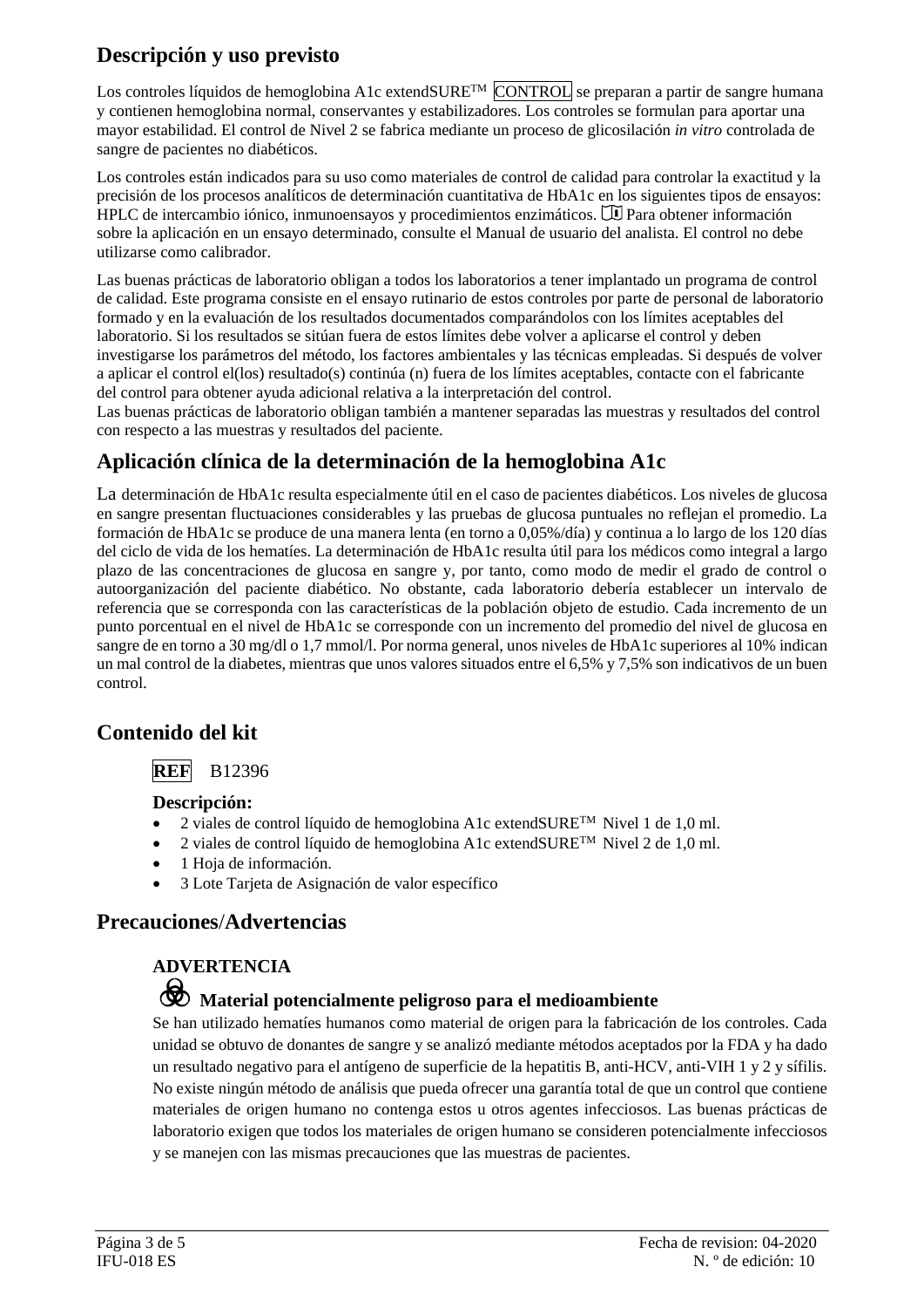## Descripción y uso previsto

Los controles líquidos de hemoglobina A1c extendSURE™ CONTROL se preparan a partir de sangre humana y contienen hemoglobina normal, conservantes y estabilizadores. Los controles se formulan para aportar una mayor estabilidad. El control de Nivel 2 se fabrica mediante un proceso de glicosilación *in vitro* controlada de sangre de pacientes no diabéticos.

Los controles están indicados para su uso como materiales de control de calidad para controlar la exactitud y la precisión de los procesos analíticos de determinación cuantitativa de HbA1c en los siguientes tipos de ensayos: HPLC de intercambio iónico, inmunoensayos y procedimientos enzimáticos. Para obtener información sobre la aplicación en un ensayo determinado, consulte el Manual de usuario del analista. El control no debe utilizarse como calibrador.

Las buenas prácticas de laboratorio obligan a todos los laboratorios a tener implantado un programa de control de calidad. Este programa consiste en el ensayo rutinario de estos controles por parte de personal de laboratorio formado y en la evaluación de los resultados documentados comparándolos con los límites aceptables del laboratorio. Si los resultados se sitúan fuera de estos límites debe volver a aplicarse el control y deben investigarse los parámetros del método, los factores ambientales y las técnicas empleadas. Si después de volver a aplicar el control el(los) resultado(s) continúa (n) fuera de los límites aceptables, contacte con el fabricante del control para obtener ayuda adicional relativa a la interpretación del control.
Las buenas prácticas de laboratorio obligan también a mantener separadas las muestras y resultados del control con respecto a las muestras y resultados del paciente.

## Aplicación clínica de la determinación de la hemoglobina A1c

La determinación de HbA1c resulta especialmente útil en el caso de pacientes diabéticos. Los niveles de glucosa en sangre presentan fluctuaciones considerables y las pruebas de glucosa puntuales no reflejan el promedio. La formación de HbA1c se produce de una manera lenta (en torno a 0,05%/día) y continua a lo largo de los 120 días del ciclo de vida de los hematíes. La determinación de HbA1c resulta útil para los médicos como integral a largo plazo de las concentraciones de glucosa en sangre y, por tanto, como modo de medir el grado de control o autoorganización del paciente diabético. No obstante, cada laboratorio debería establecer un intervalo de referencia que se corresponda con las características de la población objeto de estudio. Cada incremento de un punto porcentual en el nivel de HbA1c se corresponde con un incremento del promedio del nivel de glucosa en sangre de en torno a 30 mg/dl o 1,7 mmol/l. Por norma general, unos niveles de HbA1c superiores al 10% indican un mal control de la diabetes, mientras que unos valores situados entre el 6,5% y 7,5% son indicativos de un buen control.

## Contenido del kit

**REF** B12396

**Descripción:**

- 2 viales de control líquido de hemoglobina A1c extendSURE™ Nivel 1 de 1,0 ml.
- 2 viales de control líquido de hemoglobina A1c extendSURE™ Nivel 2 de 1,0 ml.
- 1 Hoja de información.
- 3 Lote Tarjeta de Asignación de valor específico

## Precauciones/Advertencias

**ADVERTENCIA**

**Material potencialmente peligroso para el medioambiente**

Se han utilizado hematíes humanos como material de origen para la fabricación de los controles. Cada unidad se obtuvo de donantes de sangre y se analizó mediante métodos aceptados por la FDA y ha dado un resultado negativo para el antígeno de superficie de la hepatitis B, anti-HCV, anti-VIH 1 y 2 y sífilis. No existe ningún método de análisis que pueda ofrecer una garantía total de que un control que contiene materiales de origen humano no contenga estos u otros agentes infecciosos. Las buenas prácticas de laboratorio exigen que todos los materiales de origen humano se consideren potencialmente infecciosos y se manejen con las mismas precauciones que las muestras de pacientes.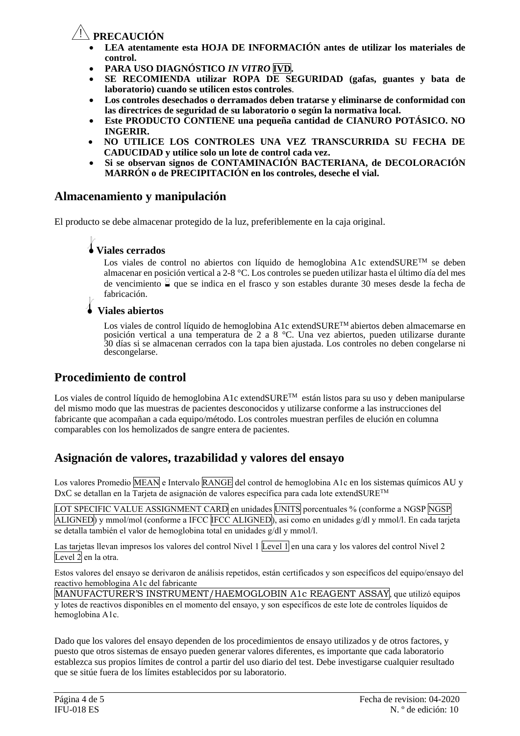⚠ **PRECAUCIÓN**

- **LEA atentamente esta HOJA DE INFORMACIÓN antes de utilizar los materiales de control.**
- **PARA USO DIAGNÓSTICO *IN VITRO* IVD.**
- **SE RECOMIENDA utilizar ROPA DE SEGURIDAD (gafas, guantes y bata de laboratorio) cuando se utilicen estos controles**.
- **Los controles desechados o derramados deben tratarse y eliminarse de conformidad con las directrices de seguridad de su laboratorio o según la normativa local.**
- **Este PRODUCTO CONTIENE una pequeña cantidad de CIANURO POTÁSICO. NO INGERIR.**
- **NO UTILICE LOS CONTROLES UNA VEZ TRANSCURRIDA SU FECHA DE CADUCIDAD y utilice solo un lote de control cada vez.**
- **Si se observan signos de CONTAMINACIÓN BACTERIANA, de DECOLORACIÓN MARRÓN o de PRECIPITACIÓN en los controles, deseche el vial.**

## Almacenamiento y manipulación

El producto se debe almacenar protegido de la luz, preferiblemente en la caja original.

**Viales cerrados**

Los viales de control no abiertos con líquido de hemoglobina A1c extendSURE™ se deben almacenar en posición vertical a 2-8 °C. Los controles se pueden utilizar hasta el último día del mes de vencimiento que se indica en el frasco y son estables durante 30 meses desde la fecha de fabricación.

**Viales abiertos**

Los viales de control líquido de hemoglobina A1c extendSURE™ abiertos deben almacemarse en posición vertical a una temperatura de 2 a 8 °C. Una vez abiertos, pueden utilizarse durante 30 días si se almacenan cerrados con la tapa bien ajustada. Los controles no deben congelarse ni descongelarse.

## Procedimiento de control

Los viales de control líquido de hemoglobina A1c extendSURE™ están listos para su uso y deben manipularse del mismo modo que las muestras de pacientes desconocidos y utilizarse conforme a las instrucciones del fabricante que acompañan a cada equipo/método. Los controles muestran perfiles de elución en columna comparables con los hemolizados de sangre entera de pacientes.

## Asignación de valores, trazabilidad y valores del ensayo

Los valores Promedio MEAN e Intervalo RANGE del control de hemoglobina A1c en los sistemas químicos AU y DxC se detallan en la Tarjeta de asignación de valores específica para cada lote extendSURE™

LOT SPECIFIC VALUE ASSIGNMENT CARD en unidades UNITS porcentuales % (conforme a NGSP NGSP ALIGNED) y mmol/mol (conforme a IFCC IFCC ALIGNED), asi como en unidades g/dl y mmol/l. En cada tarjeta se detalla también el valor de hemoglobina total en unidades g/dl y mmol/l.

Las tarjetas llevan impresos los valores del control Nivel 1 Level 1 en una cara y los valores del control Nivel 2 Level 2 en la otra.

Estos valores del ensayo se derivaron de análisis repetidos, están certificados y son específicos del equipo/ensayo del reactivo hemoblogina A1c del fabricante

MANUFACTURER'S INSTRUMENT/HAEMOGLOBIN A1c REAGENT ASSAY, que utilizó equipos y lotes de reactivos disponibles en el momento del ensayo, y son específicos de este lote de controles líquidos de hemoglobina A1c.

Dado que los valores del ensayo dependen de los procedimientos de ensayo utilizados y de otros factores, y puesto que otros sistemas de ensayo pueden generar valores diferentes, es importante que cada laboratorio establezca sus propios límites de control a partir del uso diario del test. Debe investigarse cualquier resultado que se sitúe fuera de los límites establecidos por su laboratorio.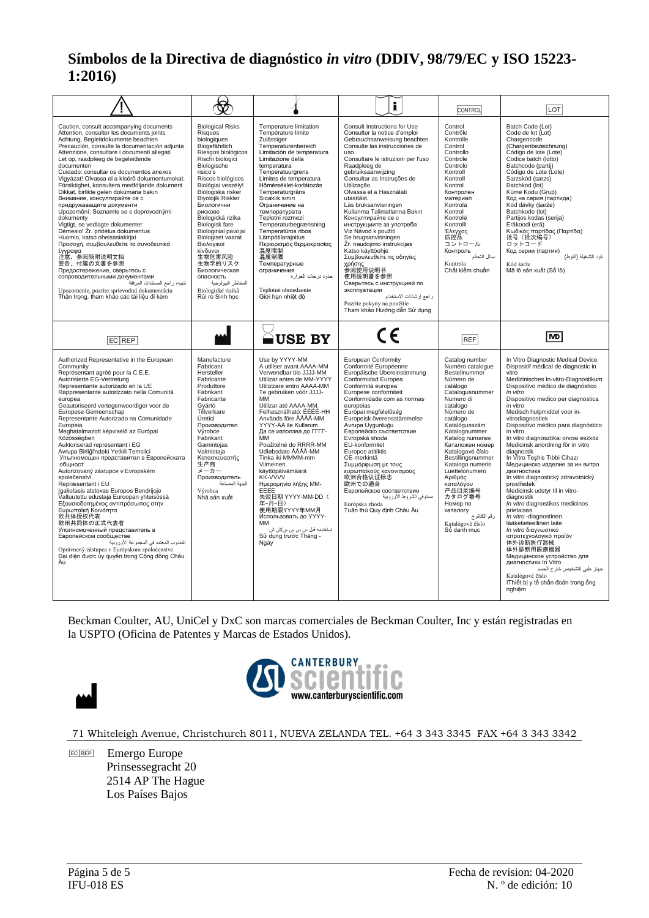# Símbolos de la Directiva de diagnóstico *in vitro* (DDIV, 98/79/EC y ISO 15223-1:2016)

| ⚠ | (Biological risk symbol) | (Temperature limitation symbol) | i | CONTROL | LOT |
|---|---|---|---|---|---|
| Caution, consult accompanying documents<br>Attention, consulter les documents joints<br>Achtung, Begleitdokumente beachten<br>Precaución, consulte la documentación adjunta<br>Attenzione, consultare i documenti allegati<br>Let op, raadpleeg de begeleidende documenten<br>Cuidado: consultar os documentos anexos<br>Vigyázat! Olvassa el a kísérő dokumentumokat.<br>Försiktighet, konsultera medföljande dokument<br>Dikkat, birlikte gelen doküman bakın<br>Внимание, консултирайте се с придружаващите документи<br>Upozornění: Seznamte se s doprovodnými dokumenty<br>Vigtigt, se vedlagte dokumenter<br>Dėmesio! Žr. pridėtus dokumentus<br>Huomio, katso oheisasiakirjat<br>Προσοχή, συμβουλευθείτε τα συνοδευτικά έγγραφα<br>注意、参阅随附说明文档<br>警告、付属の文書を参照<br>Предостережение, сверьтесь с сопроводительными документами<br>تنبيه، راجع المستندات المرفقة<br>Upozornenie, pozrite sprievodnú dokumentáciu<br>Thận trọng, tham khảo các tài liệu đi kèm | Biological Risks<br>Risques biologiques<br>Biogefährlich<br>Riesgos biológicos<br>Rischi biologici<br>Biologische risico's<br>Riscos biológicos<br>Biológiai veszély!<br>Biologiska risker<br>Biyolojik Riskler<br>Биологични рискове<br>Biologická rizika<br>Biologisk fare<br>Biologiniai pavojai<br>Biologiset vaarat<br>Βιολογικοί κίνδυνοι<br>生物危害风险<br>生物学的リスク<br>Биологическая опасность<br>المخاطر البيولوجية<br>Biologické riziká<br>Rủi ro Sinh học | Temperature limitation<br>Température limite<br>Zulässiger Temperaturenbereich<br>Limitación de temperatura<br>Limitazione della temperatura<br>Temperatuurgrens<br>Limites de temperatura<br>Hőmérséklet-korlátozás<br>Temperaturgräns<br>Sıcaklık sınırı<br>Ограничение на температурата<br>Teplotní rozmezí<br>Temperaturbegrænsning<br>Temperatūros ribos<br>Lämpötilarajoitus<br>Περιορισμός θερμοκρασίας<br>温度限制<br>温度制限<br>Температурные ограничения<br>حدود درجات الحرارة<br>Teplotné obmedzenie<br>Giới hạn nhiệt độ | Consult Instructions for Use<br>Consulter la notice d'emploi<br>Gebrauchsanweisung beachten<br>Consulte las instrucciones de uso<br>Consultare le istruzioni per l'uso<br>Raadpleeg de gebruiksaanwijzing<br>Consultar as Instruções de Utilização<br>Olvassa el a Használati utasítást.<br>Läs bruksanvisningen<br>Kullanma Talimatlarına Bakın<br>Консултирайте се с инструкциите за употреба<br>Viz Návod k použití<br>Se brugsanvisningen<br>Žr. naudojimo instrukcijas<br>Katso käyttöohje<br>Συμβουλευθείτε τις οδηγίες χρήσης<br>参阅使用说明书<br>使用説明書を参照<br>Сверьтесь с инструкцией по эксплуатации<br>راجع إرشادات الاستخدام<br>Pozrite pokyny na použitie<br>Tham khảo Hướng dẫn Sử dụng | Control<br>Contrôle<br>Kontrolle<br>Control<br>Controllo<br>Controle<br>Controlo<br>Kontroll<br>Kontroll<br>Kontrol<br>Контролен материал<br>Kontrola<br>Kontrol<br>Kontrolė<br>Kontrolli<br>Έλεγχος<br>质控品<br>コントロール<br>Контроль<br>سائل التحكم<br>Kontrola<br>Chất kiểm chuẩn | Batch Code (Lot)<br>Code de lot (Lot)<br>Chargencode (Chargenbezeichnung)<br>Código de lote (Lote)<br>Codice batch (lotto)<br>Batchcode (partij)<br>Código de Lote (Lote)<br>Sarzskód (sarzs)<br>Batchkod (lot)<br>Küme Kodu (Grup)<br>Код на серия (партида)<br>Kód dávky (šarže)<br>Batchkode (lot)<br>Partijos kodas (serija)<br>Eräkoodi (erä)<br>Κωδικός παρτίδας (Παρτίδα)<br>批号（批次编号）<br>ロットコード<br>Код серии (партия)<br>كود التشغيلة (اللوط)<br>Kód šarže<br>Mã lô sản xuất (Số lô) |
| EC REP | (Manufacturer symbol) | USE BY | CE | REF | IVD |
| Authorized Representative in the European Community<br>Représentant agréé pour la C.E.E.<br>Autorisierte EG-Vertretung<br>Representante autorizado en la UE<br>Rappresentante autorizzato nella Comunità europea<br>Geautoriseerd vertegenwoordiger voor de Europese Gemeenschap<br>Representante Autorizado na Comunidade Europeia<br>Meghatalmazott képviselő az Európai Közösségben<br>Auktoriserad representant i EG<br>Avrupa Birliği'ndeki Yetkili Temsilci<br>Упълномощен представител в Европейската общност<br>Autorizovaný zástupce v Evropském společenství<br>Repræsentant i EU<br>Igaliotasis atstovas Europos Bendrijoje<br>Valtuutettu edustaja Euroopan yhteisössä<br>Εξουσιοδοτημένος αντιπρόσωπος στην Ευρωπαϊκή Κοινότητα<br>欧共体授权代表<br>欧州共同体の正式代表者<br>Уполномоченный представитель в Европейском сообществе<br>المندوب المعتمد في المجموعة الأوروبية<br>Oprávnený zástupca v Európskom spoločenstve<br>Đại diện được ủy quyền trong Cộng đồng Châu Âu | Manufacture<br>Fabricant<br>Hersteller<br>Fabricante<br>Produttore<br>Fabrikant<br>Fabricante<br>Gyártó<br>Tillverkare<br>Üretici<br>Производител<br>Výrobce<br>Fabrikant<br>Gamintojas<br>Valmistaja<br>Κατασκευαστής<br>生产商<br>メーカー<br>Производитель<br>الجهة المصنعة<br>Výrobca<br>Nhà sản xuất | Use by YYYY-MM<br>A utiliser avant AAAA-MM<br>Verwendbar bis JJJJ-MM<br>Utilizar antes de MM-YYYY<br>Utilizzare entro AAAA-MM<br>Te gebruiken vóór JJJJ-MM<br>Utilizar até AAAA-MM.<br>Felhasználható: ÉÉÉÉ-HH<br>Används före ÅÅÅÅ-MM<br>YYYY-AA ile Kullanım<br>Да се използва до ГГГГ-ММ<br>Použitelné do RRRR-MM<br>Udløbsdato ÅÅÅÅ-MM<br>Tinka iki MMMM-mm<br>Viimeinen käyttöpäivämäärä KK-VVVV<br>Ημερομηνία λήξης MM-EEEE<br>失效日期 YYYY-MM-DD（年-月-日）<br>使用期限YYYY年MM月<br>Использовать до YYYY-MM<br>استخدمه قبل س س س س/ش ش<br>Sử dụng trước Tháng - Ngày | European Conformity<br>Conformité Européenne<br>Europäische Übereinstimmung<br>Conformidad Europea<br>Conformità europea<br>Europese conformiteit<br>Conformidade com as normas europeias<br>Európai megfelelőség<br>Europeisk överensstämmelse<br>Avrupa Uygunluğu<br>Европейско съответствие<br>Evropská shoda<br>EU-konformitet<br>Europos atitiktis<br>CE-merkintä<br>Συμμόρφωση με τους ευρωπαϊκούς κανονισμούς<br>欧洲合格认证标志<br>欧州での適合<br>Европейское соответствие<br>مستوفي الشروط الأوروبية<br>Európska zhoda<br>Tuân thủ Quy định Châu Âu | Catalog number<br>Numéro catalogue<br>Bestellnummer<br>Número de catálogo<br>Catalogusnummer<br>Numero di catalogo<br>Número de catálogo<br>Katalógusszám<br>Katalognummer<br>Katalog numarası<br>Каталожен номер<br>Katalogové číslo<br>Bestillingsnummer<br>Katalogo numeris<br>Luettelonumero<br>Αριθμός καταλόγου<br>产品目录编号<br>カタログ番号<br>Номер по каталогу<br>رقم الكتالوج<br>Katalógové číslo<br>Số danh mục | In Vitro Diagnostic Medical Device<br>Dispositif médical de diagnostic in vitro<br>Medizinisches In-vitro-Diagnostikum<br>Dispositivo médico de diagnóstico *in vitro*<br>Dispositivo medico per diagnostica in vitro<br>Medisch hulpmiddel voor in-vitrodiagnostiek<br>Dispositivo médico para diagnóstico in vitro<br>In vitro diagnosztikai orvosi eszköz<br>Medicinsk anordning för in vitro diagnostik<br>In Vitro Teşhis Tıbbi Cihazı<br>Медицинско изделие за ин витро диагностика<br>In vitro diagnostický zdravotnický prostředek<br>Medicinsk udstyr til in vitro-diagnostik<br>*In vitro* diagnostikos medicinos prietaisas<br>*In vitro* -diagnostinen lääketieteellinen laite<br>*In vitro* διαγνωστικό ιατροτεχνολογικό προϊόν<br>体外诊断医疗器械<br>体外診断用医療機器<br>Медицинское устройство для диагностики In Vitro<br>جهاز طبي للتشخيص خارج الجسم<br>Katalógové číslo<br>IThiết bị y tế chẩn đoán trong ống nghiệm |

Beckman Coulter, AU, UniCel y DxC son marcas comerciales de Beckman Coulter, Inc y están registradas en la USPTO (Oficina de Patentes y Marcas de Estados Unidos).

CANTERBURY scientific
www.canterburyscientific.com

71 Whiteleigh Avenue, Christchurch 8011, NUEVA ZELANDA TEL. +64 3 343 3345 FAX +64 3 343 3342

EC REP Emergo Europe
Prinsessegracht 20
2514 AP The Hague
Los Países Bajos

IFU-018 ES

Fecha de revision: 04-2020
N. º de edición: 10